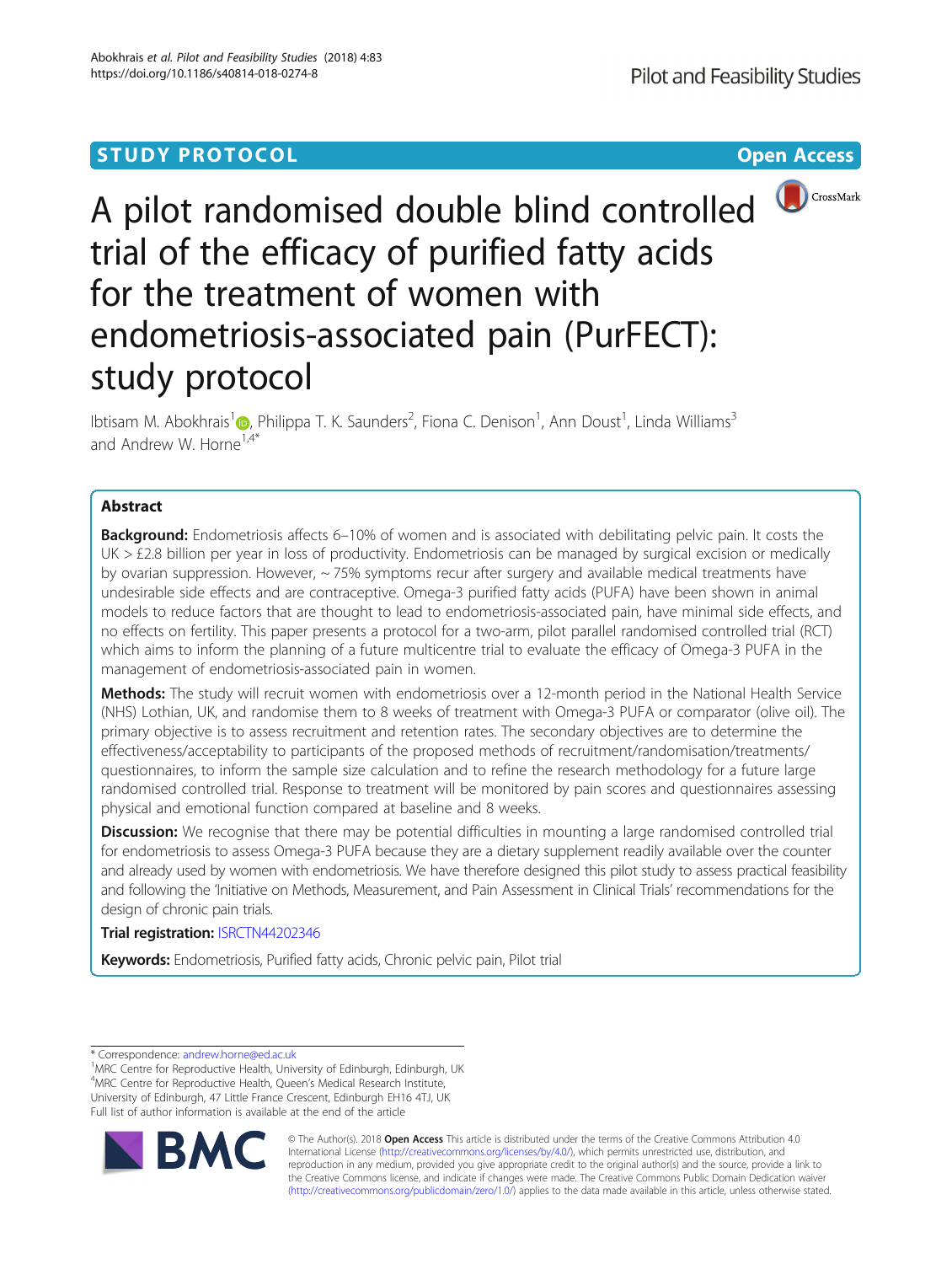STUDY PROTOCOL

Open Access

# A pilot randomised double blind controlled trial of the efficacy of purified fatty acids for the treatment of women with endometriosis-associated pain (PurFECT): study protocol

Ibtisam M. Abokhrais[1], Philippa T. K. Saunders[2], Fiona C. Denison[1], Ann Doust[1], Linda Williams[3] and Andrew W. Horne[1,4*]

## Abstract

**Background:** Endometriosis affects 6–10% of women and is associated with debilitating pelvic pain. It costs the UK > £2.8 billion per year in loss of productivity. Endometriosis can be managed by surgical excision or medically by ovarian suppression. However, ~ 75% symptoms recur after surgery and available medical treatments have undesirable side effects and are contraceptive. Omega-3 purified fatty acids (PUFA) have been shown in animal models to reduce factors that are thought to lead to endometriosis-associated pain, have minimal side effects, and no effects on fertility. This paper presents a protocol for a two-arm, pilot parallel randomised controlled trial (RCT) which aims to inform the planning of a future multicentre trial to evaluate the efficacy of Omega-3 PUFA in the management of endometriosis-associated pain in women.

**Methods:** The study will recruit women with endometriosis over a 12-month period in the National Health Service (NHS) Lothian, UK, and randomise them to 8 weeks of treatment with Omega-3 PUFA or comparator (olive oil). The primary objective is to assess recruitment and retention rates. The secondary objectives are to determine the effectiveness/acceptability to participants of the proposed methods of recruitment/randomisation/treatments/questionnaires, to inform the sample size calculation and to refine the research methodology for a future large randomised controlled trial. Response to treatment will be monitored by pain scores and questionnaires assessing physical and emotional function compared at baseline and 8 weeks.

**Discussion:** We recognise that there may be potential difficulties in mounting a large randomised controlled trial for endometriosis to assess Omega-3 PUFA because they are a dietary supplement readily available over the counter and already used by women with endometriosis. We have therefore designed this pilot study to assess practical feasibility and following the 'Initiative on Methods, Measurement, and Pain Assessment in Clinical Trials' recommendations for the design of chronic pain trials.

**Trial registration:** ISRCTN44202346

**Keywords:** Endometriosis, Purified fatty acids, Chronic pelvic pain, Pilot trial

---

\* Correspondence: andrew.horne@ed.ac.uk

[1]MRC Centre for Reproductive Health, University of Edinburgh, Edinburgh, UK

[4]MRC Centre for Reproductive Health, Queen's Medical Research Institute, University of Edinburgh, 47 Little France Crescent, Edinburgh EH16 4TJ, UK

Full list of author information is available at the end of the article

© The Author(s). 2018 **Open Access** This article is distributed under the terms of the Creative Commons Attribution 4.0 International License (http://creativecommons.org/licenses/by/4.0/), which permits unrestricted use, distribution, and reproduction in any medium, provided you give appropriate credit to the original author(s) and the source, provide a link to the Creative Commons license, and indicate if changes were made. The Creative Commons Public Domain Dedication waiver (http://creativecommons.org/publicdomain/zero/1.0/) applies to the data made available in this article, unless otherwise stated.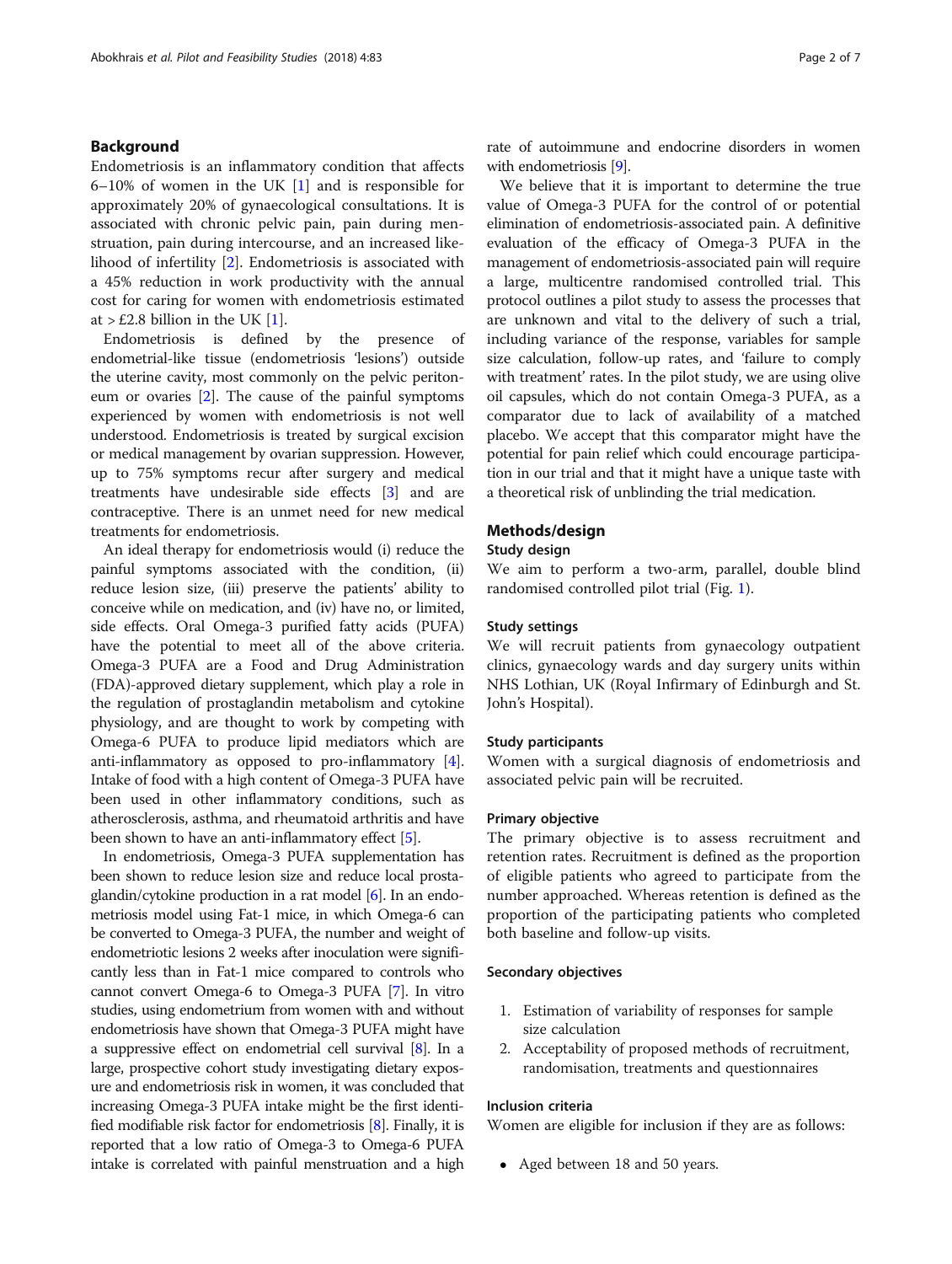## Background

Endometriosis is an inflammatory condition that affects 6–10% of women in the UK [1] and is responsible for approximately 20% of gynaecological consultations. It is associated with chronic pelvic pain, pain during menstruation, pain during intercourse, and an increased likelihood of infertility [2]. Endometriosis is associated with a 45% reduction in work productivity with the annual cost for caring for women with endometriosis estimated at > £2.8 billion in the UK [1].

Endometriosis is defined by the presence of endometrial-like tissue (endometriosis 'lesions') outside the uterine cavity, most commonly on the pelvic peritoneum or ovaries [2]. The cause of the painful symptoms experienced by women with endometriosis is not well understood. Endometriosis is treated by surgical excision or medical management by ovarian suppression. However, up to 75% symptoms recur after surgery and medical treatments have undesirable side effects [3] and are contraceptive. There is an unmet need for new medical treatments for endometriosis.

An ideal therapy for endometriosis would (i) reduce the painful symptoms associated with the condition, (ii) reduce lesion size, (iii) preserve the patients' ability to conceive while on medication, and (iv) have no, or limited, side effects. Oral Omega-3 purified fatty acids (PUFA) have the potential to meet all of the above criteria. Omega-3 PUFA are a Food and Drug Administration (FDA)-approved dietary supplement, which play a role in the regulation of prostaglandin metabolism and cytokine physiology, and are thought to work by competing with Omega-6 PUFA to produce lipid mediators which are anti-inflammatory as opposed to pro-inflammatory [4]. Intake of food with a high content of Omega-3 PUFA have been used in other inflammatory conditions, such as atherosclerosis, asthma, and rheumatoid arthritis and have been shown to have an anti-inflammatory effect [5].

In endometriosis, Omega-3 PUFA supplementation has been shown to reduce lesion size and reduce local prostaglandin/cytokine production in a rat model [6]. In an endometriosis model using Fat-1 mice, in which Omega-6 can be converted to Omega-3 PUFA, the number and weight of endometriotic lesions 2 weeks after inoculation were significantly less than in Fat-1 mice compared to controls who cannot convert Omega-6 to Omega-3 PUFA [7]. In vitro studies, using endometrium from women with and without endometriosis have shown that Omega-3 PUFA might have a suppressive effect on endometrial cell survival [8]. In a large, prospective cohort study investigating dietary exposure and endometriosis risk in women, it was concluded that increasing Omega-3 PUFA intake might be the first identified modifiable risk factor for endometriosis [8]. Finally, it is reported that a low ratio of Omega-3 to Omega-6 PUFA intake is correlated with painful menstruation and a high rate of autoimmune and endocrine disorders in women with endometriosis [9].

We believe that it is important to determine the true value of Omega-3 PUFA for the control of or potential elimination of endometriosis-associated pain. A definitive evaluation of the efficacy of Omega-3 PUFA in the management of endometriosis-associated pain will require a large, multicentre randomised controlled trial. This protocol outlines a pilot study to assess the processes that are unknown and vital to the delivery of such a trial, including variance of the response, variables for sample size calculation, follow-up rates, and 'failure to comply with treatment' rates. In the pilot study, we are using olive oil capsules, which do not contain Omega-3 PUFA, as a comparator due to lack of availability of a matched placebo. We accept that this comparator might have the potential for pain relief which could encourage participation in our trial and that it might have a unique taste with a theoretical risk of unblinding the trial medication.

## Methods/design

### Study design

We aim to perform a two-arm, parallel, double blind randomised controlled pilot trial (Fig. 1).

### Study settings

We will recruit patients from gynaecology outpatient clinics, gynaecology wards and day surgery units within NHS Lothian, UK (Royal Infirmary of Edinburgh and St. John's Hospital).

### Study participants

Women with a surgical diagnosis of endometriosis and associated pelvic pain will be recruited.

### Primary objective

The primary objective is to assess recruitment and retention rates. Recruitment is defined as the proportion of eligible patients who agreed to participate from the number approached. Whereas retention is defined as the proportion of the participating patients who completed both baseline and follow-up visits.

### Secondary objectives

1. Estimation of variability of responses for sample size calculation
2. Acceptability of proposed methods of recruitment, randomisation, treatments and questionnaires

### Inclusion criteria

Women are eligible for inclusion if they are as follows:

- Aged between 18 and 50 years.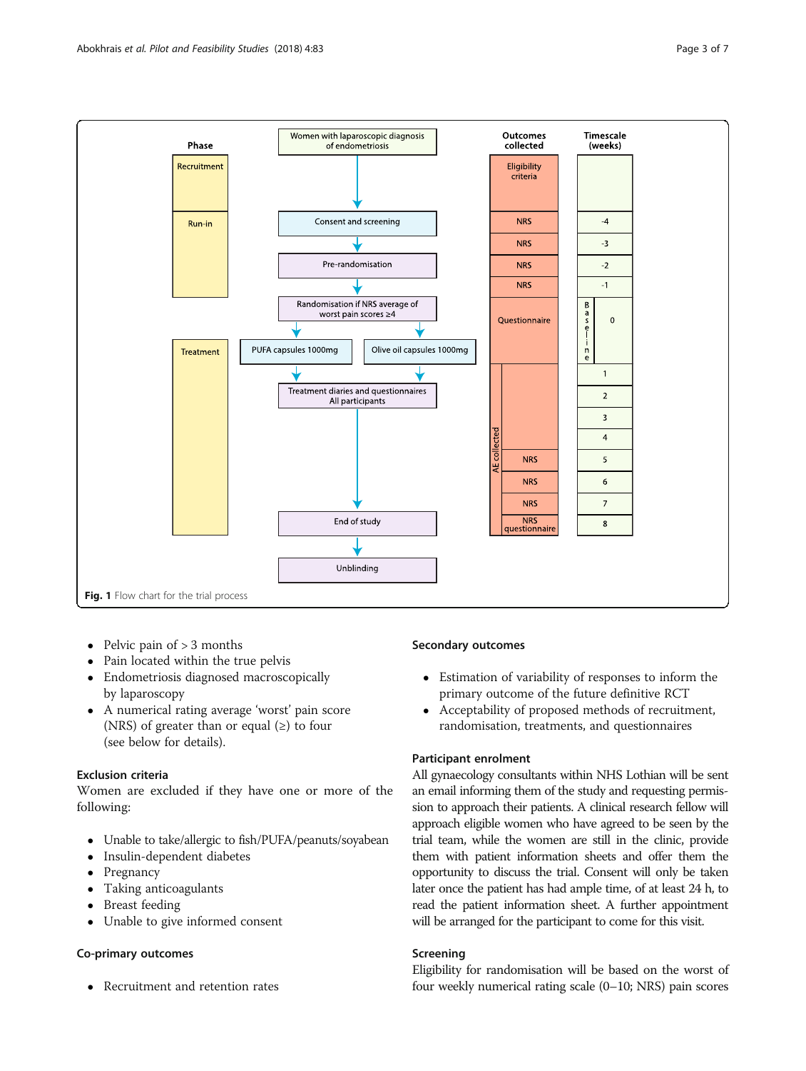Fig. 1 Flow chart for the trial process

- Pelvic pain of > 3 months
- Pain located within the true pelvis
- Endometriosis diagnosed macroscopically by laparoscopy
- A numerical rating average 'worst' pain score (NRS) of greater than or equal (≥) to four (see below for details).

### Exclusion criteria

Women are excluded if they have one or more of the following:

- Unable to take/allergic to fish/PUFA/peanuts/soyabean
- Insulin-dependent diabetes
- Pregnancy
- Taking anticoagulants
- Breast feeding
- Unable to give informed consent

### Co-primary outcomes

- Recruitment and retention rates

### Secondary outcomes

- Estimation of variability of responses to inform the primary outcome of the future definitive RCT
- Acceptability of proposed methods of recruitment, randomisation, treatments, and questionnaires

### Participant enrolment

All gynaecology consultants within NHS Lothian will be sent an email informing them of the study and requesting permission to approach their patients. A clinical research fellow will approach eligible women who have agreed to be seen by the trial team, while the women are still in the clinic, provide them with patient information sheets and offer them the opportunity to discuss the trial. Consent will only be taken later once the patient has had ample time, of at least 24 h, to read the patient information sheet. A further appointment will be arranged for the participant to come for this visit.

### Screening

Eligibility for randomisation will be based on the worst of four weekly numerical rating scale (0–10; NRS) pain scores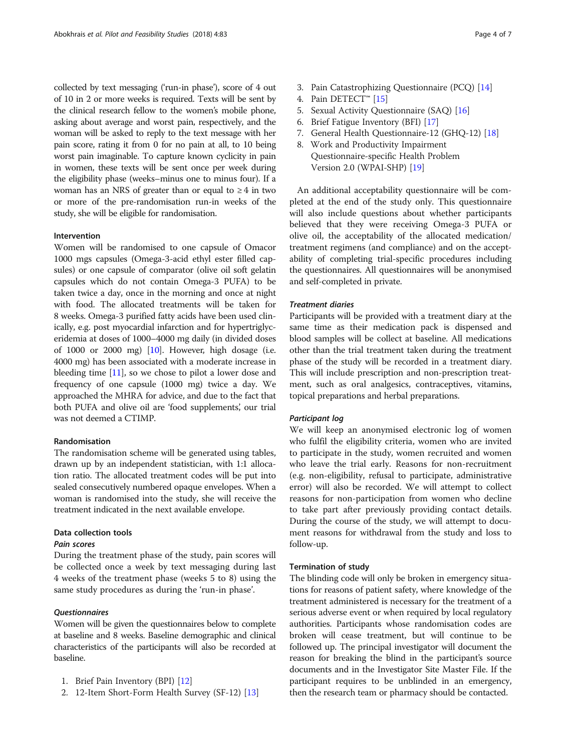collected by text messaging ('run-in phase'), score of 4 out of 10 in 2 or more weeks is required. Texts will be sent by the clinical research fellow to the women's mobile phone, asking about average and worst pain, respectively, and the woman will be asked to reply to the text message with her pain score, rating it from 0 for no pain at all, to 10 being worst pain imaginable. To capture known cyclicity in pain in women, these texts will be sent once per week during the eligibility phase (weeks–minus one to minus four). If a woman has an NRS of greater than or equal to ≥ 4 in two or more of the pre-randomisation run-in weeks of the study, she will be eligible for randomisation.

### Intervention

Women will be randomised to one capsule of Omacor 1000 mgs capsules (Omega-3-acid ethyl ester filled capsules) or one capsule of comparator (olive oil soft gelatin capsules which do not contain Omega-3 PUFA) to be taken twice a day, once in the morning and once at night with food. The allocated treatments will be taken for 8 weeks. Omega-3 purified fatty acids have been used clinically, e.g. post myocardial infarction and for hypertriglyceridemia at doses of 1000–4000 mg daily (in divided doses of 1000 or 2000 mg) [10]. However, high dosage (i.e. 4000 mg) has been associated with a moderate increase in bleeding time [11], so we chose to pilot a lower dose and frequency of one capsule (1000 mg) twice a day. We approached the MHRA for advice, and due to the fact that both PUFA and olive oil are 'food supplements', our trial was not deemed a CTIMP.

### Randomisation

The randomisation scheme will be generated using tables, drawn up by an independent statistician, with 1:1 allocation ratio. The allocated treatment codes will be put into sealed consecutively numbered opaque envelopes. When a woman is randomised into the study, she will receive the treatment indicated in the next available envelope.

### Data collection tools

#### *Pain scores*

During the treatment phase of the study, pain scores will be collected once a week by text messaging during last 4 weeks of the treatment phase (weeks 5 to 8) using the same study procedures as during the 'run-in phase'.

#### *Questionnaires*

Women will be given the questionnaires below to complete at baseline and 8 weeks. Baseline demographic and clinical characteristics of the participants will also be recorded at baseline.

1. Brief Pain Inventory (BPI) [12]
2. 12-Item Short-Form Health Survey (SF-12) [13]
3. Pain Catastrophizing Questionnaire (PCQ) [14]
4. Pain DETECT™ [15]
5. Sexual Activity Questionnaire (SAQ) [16]
6. Brief Fatigue Inventory (BFI) [17]
7. General Health Questionnaire-12 (GHQ-12) [18]
8. Work and Productivity Impairment Questionnaire-specific Health Problem Version 2.0 (WPAI-SHP) [19]

An additional acceptability questionnaire will be completed at the end of the study only. This questionnaire will also include questions about whether participants believed that they were receiving Omega-3 PUFA or olive oil, the acceptability of the allocated medication/treatment regimens (and compliance) and on the acceptability of completing trial-specific procedures including the questionnaires. All questionnaires will be anonymised and self-completed in private.

#### *Treatment diaries*

Participants will be provided with a treatment diary at the same time as their medication pack is dispensed and blood samples will be collect at baseline. All medications other than the trial treatment taken during the treatment phase of the study will be recorded in a treatment diary. This will include prescription and non-prescription treatment, such as oral analgesics, contraceptives, vitamins, topical preparations and herbal preparations.

#### *Participant log*

We will keep an anonymised electronic log of women who fulfil the eligibility criteria, women who are invited to participate in the study, women recruited and women who leave the trial early. Reasons for non-recruitment (e.g. non-eligibility, refusal to participate, administrative error) will also be recorded. We will attempt to collect reasons for non-participation from women who decline to take part after previously providing contact details. During the course of the study, we will attempt to document reasons for withdrawal from the study and loss to follow-up.

### Termination of study

The blinding code will only be broken in emergency situations for reasons of patient safety, where knowledge of the treatment administered is necessary for the treatment of a serious adverse event or when required by local regulatory authorities. Participants whose randomisation codes are broken will cease treatment, but will continue to be followed up. The principal investigator will document the reason for breaking the blind in the participant's source documents and in the Investigator Site Master File. If the participant requires to be unblinded in an emergency, then the research team or pharmacy should be contacted.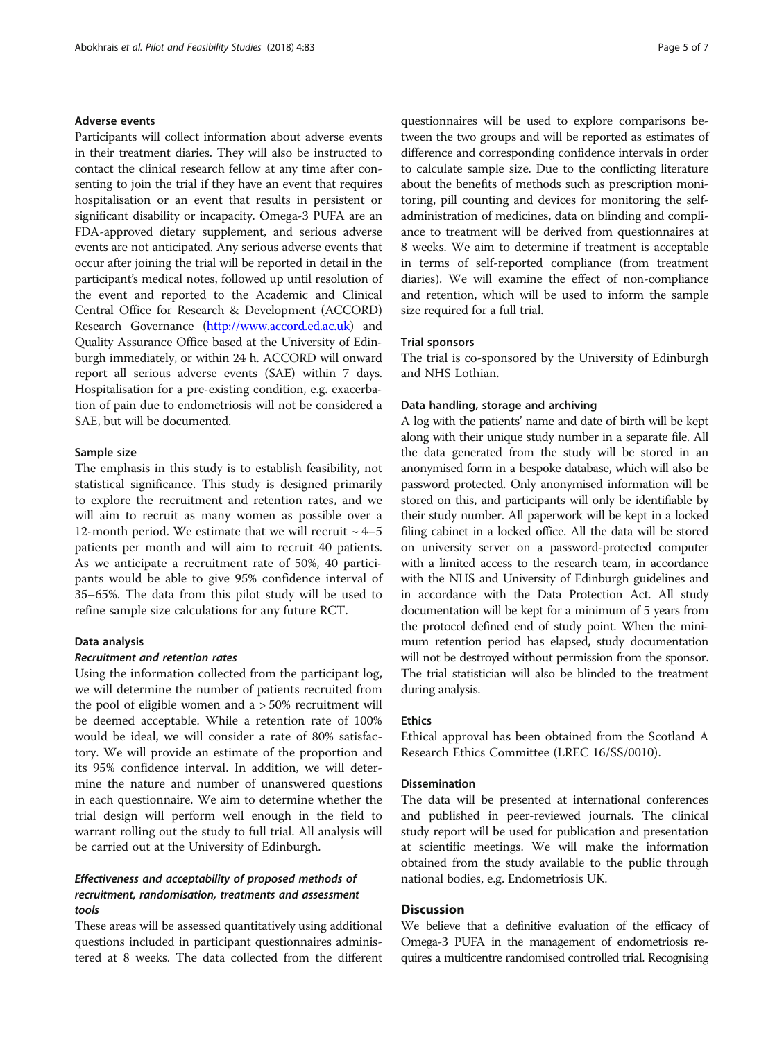### Adverse events

Participants will collect information about adverse events in their treatment diaries. They will also be instructed to contact the clinical research fellow at any time after consenting to join the trial if they have an event that requires hospitalisation or an event that results in persistent or significant disability or incapacity. Omega-3 PUFA are an FDA-approved dietary supplement, and serious adverse events are not anticipated. Any serious adverse events that occur after joining the trial will be reported in detail in the participant's medical notes, followed up until resolution of the event and reported to the Academic and Clinical Central Office for Research & Development (ACCORD) Research Governance (http://www.accord.ed.ac.uk) and Quality Assurance Office based at the University of Edinburgh immediately, or within 24 h. ACCORD will onward report all serious adverse events (SAE) within 7 days. Hospitalisation for a pre-existing condition, e.g. exacerbation of pain due to endometriosis will not be considered a SAE, but will be documented.

### Sample size

The emphasis in this study is to establish feasibility, not statistical significance. This study is designed primarily to explore the recruitment and retention rates, and we will aim to recruit as many women as possible over a 12-month period. We estimate that we will recruit ~ 4–5 patients per month and will aim to recruit 40 patients. As we anticipate a recruitment rate of 50%, 40 participants would be able to give 95% confidence interval of 35–65%. The data from this pilot study will be used to refine sample size calculations for any future RCT.

### Data analysis

#### *Recruitment and retention rates*

Using the information collected from the participant log, we will determine the number of patients recruited from the pool of eligible women and a > 50% recruitment will be deemed acceptable. While a retention rate of 100% would be ideal, we will consider a rate of 80% satisfactory. We will provide an estimate of the proportion and its 95% confidence interval. In addition, we will determine the nature and number of unanswered questions in each questionnaire. We aim to determine whether the trial design will perform well enough in the field to warrant rolling out the study to full trial. All analysis will be carried out at the University of Edinburgh.

#### *Effectiveness and acceptability of proposed methods of recruitment, randomisation, treatments and assessment tools*

These areas will be assessed quantitatively using additional questions included in participant questionnaires administered at 8 weeks. The data collected from the different questionnaires will be used to explore comparisons between the two groups and will be reported as estimates of difference and corresponding confidence intervals in order to calculate sample size. Due to the conflicting literature about the benefits of methods such as prescription monitoring, pill counting and devices for monitoring the self-administration of medicines, data on blinding and compliance to treatment will be derived from questionnaires at 8 weeks. We aim to determine if treatment is acceptable in terms of self-reported compliance (from treatment diaries). We will examine the effect of non-compliance and retention, which will be used to inform the sample size required for a full trial.

### Trial sponsors

The trial is co-sponsored by the University of Edinburgh and NHS Lothian.

### Data handling, storage and archiving

A log with the patients' name and date of birth will be kept along with their unique study number in a separate file. All the data generated from the study will be stored in an anonymised form in a bespoke database, which will also be password protected. Only anonymised information will be stored on this, and participants will only be identifiable by their study number. All paperwork will be kept in a locked filing cabinet in a locked office. All the data will be stored on university server on a password-protected computer with a limited access to the research team, in accordance with the NHS and University of Edinburgh guidelines and in accordance with the Data Protection Act. All study documentation will be kept for a minimum of 5 years from the protocol defined end of study point. When the minimum retention period has elapsed, study documentation will not be destroyed without permission from the sponsor. The trial statistician will also be blinded to the treatment during analysis.

### Ethics

Ethical approval has been obtained from the Scotland A Research Ethics Committee (LREC 16/SS/0010).

### Dissemination

The data will be presented at international conferences and published in peer-reviewed journals. The clinical study report will be used for publication and presentation at scientific meetings. We will make the information obtained from the study available to the public through national bodies, e.g. Endometriosis UK.

## Discussion

We believe that a definitive evaluation of the efficacy of Omega-3 PUFA in the management of endometriosis requires a multicentre randomised controlled trial. Recognising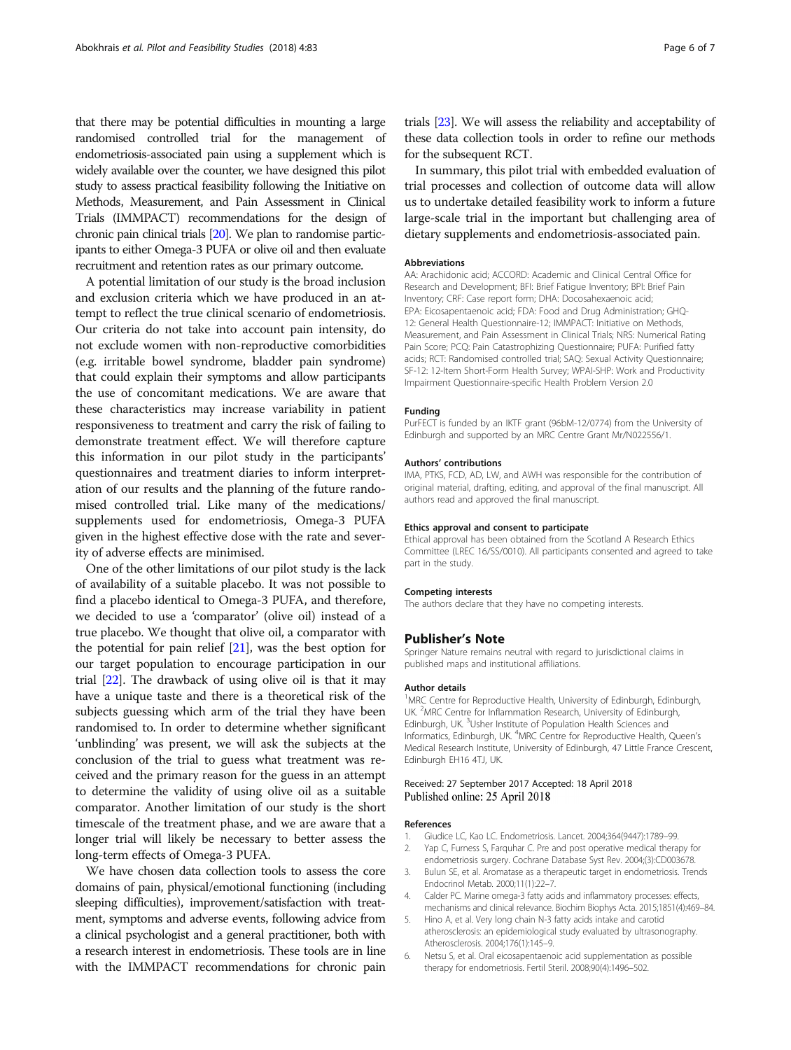that there may be potential difficulties in mounting a large randomised controlled trial for the management of endometriosis-associated pain using a supplement which is widely available over the counter, we have designed this pilot study to assess practical feasibility following the Initiative on Methods, Measurement, and Pain Assessment in Clinical Trials (IMMPACT) recommendations for the design of chronic pain clinical trials [20]. We plan to randomise participants to either Omega-3 PUFA or olive oil and then evaluate recruitment and retention rates as our primary outcome.

A potential limitation of our study is the broad inclusion and exclusion criteria which we have produced in an attempt to reflect the true clinical scenario of endometriosis. Our criteria do not take into account pain intensity, do not exclude women with non-reproductive comorbidities (e.g. irritable bowel syndrome, bladder pain syndrome) that could explain their symptoms and allow participants the use of concomitant medications. We are aware that these characteristics may increase variability in patient responsiveness to treatment and carry the risk of failing to demonstrate treatment effect. We will therefore capture this information in our pilot study in the participants' questionnaires and treatment diaries to inform interpretation of our results and the planning of the future randomised controlled trial. Like many of the medications/supplements used for endometriosis, Omega-3 PUFA given in the highest effective dose with the rate and severity of adverse effects are minimised.

One of the other limitations of our pilot study is the lack of availability of a suitable placebo. It was not possible to find a placebo identical to Omega-3 PUFA, and therefore, we decided to use a 'comparator' (olive oil) instead of a true placebo. We thought that olive oil, a comparator with the potential for pain relief [21], was the best option for our target population to encourage participation in our trial [22]. The drawback of using olive oil is that it may have a unique taste and there is a theoretical risk of the subjects guessing which arm of the trial they have been randomised to. In order to determine whether significant 'unblinding' was present, we will ask the subjects at the conclusion of the trial to guess what treatment was received and the primary reason for the guess in an attempt to determine the validity of using olive oil as a suitable comparator. Another limitation of our study is the short timescale of the treatment phase, and we are aware that a longer trial will likely be necessary to better assess the long-term effects of Omega-3 PUFA.

We have chosen data collection tools to assess the core domains of pain, physical/emotional functioning (including sleeping difficulties), improvement/satisfaction with treatment, symptoms and adverse events, following advice from a clinical psychologist and a general practitioner, both with a research interest in endometriosis. These tools are in line with the IMMPACT recommendations for chronic pain trials [23]. We will assess the reliability and acceptability of these data collection tools in order to refine our methods for the subsequent RCT.

In summary, this pilot trial with embedded evaluation of trial processes and collection of outcome data will allow us to undertake detailed feasibility work to inform a future large-scale trial in the important but challenging area of dietary supplements and endometriosis-associated pain.

#### Abbreviations

AA: Arachidonic acid; ACCORD: Academic and Clinical Central Office for Research and Development; BFI: Brief Fatigue Inventory; BPI: Brief Pain Inventory; CRF: Case report form; DHA: Docosahexaenoic acid; EPA: Eicosapentaenoic acid; FDA: Food and Drug Administration; GHQ-12: General Health Questionnaire-12; IMMPACT: Initiative on Methods, Measurement, and Pain Assessment in Clinical Trials; NRS: Numerical Rating Pain Score; PCQ: Pain Catastrophizing Questionnaire; PUFA: Purified fatty acids; RCT: Randomised controlled trial; SAQ: Sexual Activity Questionnaire; SF-12: 12-Item Short-Form Health Survey; WPAI-SHP: Work and Productivity Impairment Questionnaire-specific Health Problem Version 2.0

#### Funding

PurFECT is funded by an IKTF grant (96bM-12/0774) from the University of Edinburgh and supported by an MRC Centre Grant Mr/N022556/1.

#### Authors' contributions

IMA, PTKS, FCD, AD, LW, and AWH was responsible for the contribution of original material, drafting, editing, and approval of the final manuscript. All authors read and approved the final manuscript.

#### Ethics approval and consent to participate

Ethical approval has been obtained from the Scotland A Research Ethics Committee (LREC 16/SS/0010). All participants consented and agreed to take part in the study.

#### Competing interests

The authors declare that they have no competing interests.

### Publisher's Note

Springer Nature remains neutral with regard to jurisdictional claims in published maps and institutional affiliations.

#### Author details

[1]MRC Centre for Reproductive Health, University of Edinburgh, Edinburgh, UK. [2]MRC Centre for Inflammation Research, University of Edinburgh, Edinburgh, UK. [3]Usher Institute of Population Health Sciences and Informatics, Edinburgh, UK. [4]MRC Centre for Reproductive Health, Queen's Medical Research Institute, University of Edinburgh, 47 Little France Crescent, Edinburgh EH16 4TJ, UK.

Received: 27 September 2017 Accepted: 18 April 2018
Published online: 25 April 2018

#### References

1. Giudice LC, Kao LC. Endometriosis. Lancet. 2004;364(9447):1789–99.
2. Yap C, Furness S, Farquhar C. Pre and post operative medical therapy for endometriosis surgery. Cochrane Database Syst Rev. 2004;(3):CD003678.
3. Bulun SE, et al. Aromatase as a therapeutic target in endometriosis. Trends Endocrinol Metab. 2000;11(1):22–7.
4. Calder PC. Marine omega-3 fatty acids and inflammatory processes: effects, mechanisms and clinical relevance. Biochim Biophys Acta. 2015;1851(4):469–84.
5. Hino A, et al. Very long chain N-3 fatty acids intake and carotid atherosclerosis: an epidemiological study evaluated by ultrasonography. Atherosclerosis. 2004;176(1):145–9.
6. Netsu S, et al. Oral eicosapentaenoic acid supplementation as possible therapy for endometriosis. Fertil Steril. 2008;90(4):1496–502.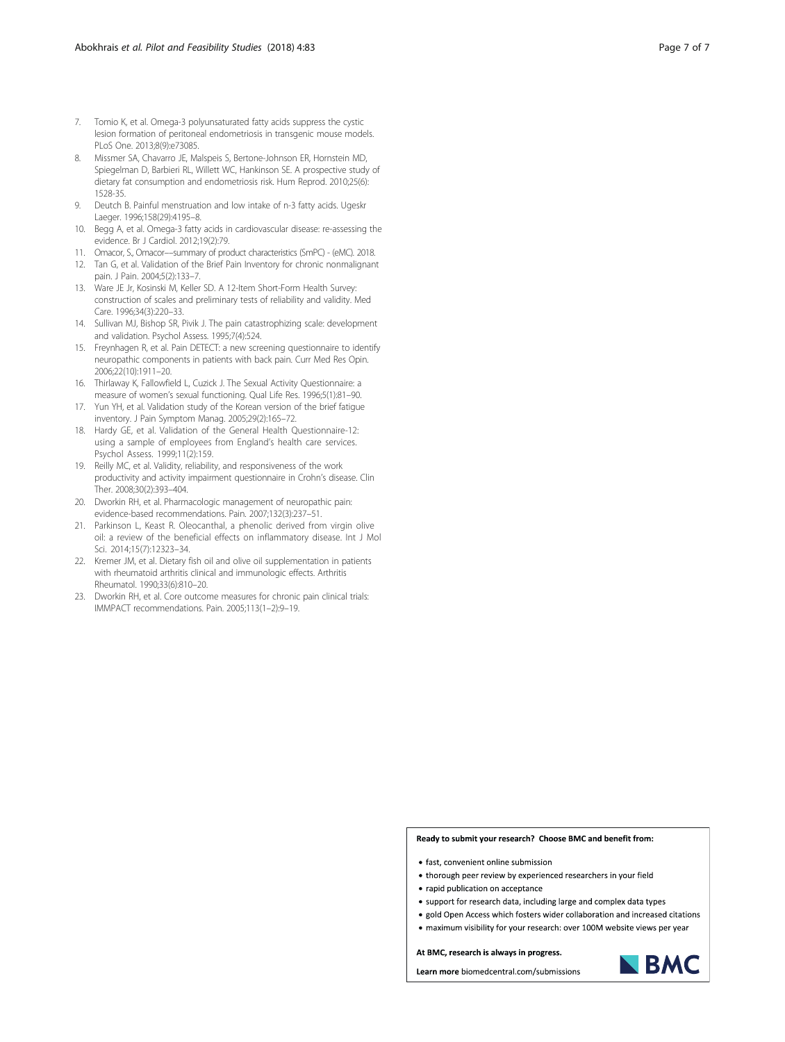7. Tomio K, et al. Omega-3 polyunsaturated fatty acids suppress the cystic lesion formation of peritoneal endometriosis in transgenic mouse models. PLoS One. 2013;8(9):e73085.
8. Missmer SA, Chavarro JE, Malspeis S, Bertone-Johnson ER, Hornstein MD, Spiegelman D, Barbieri RL, Willett WC, Hankinson SE. A prospective study of dietary fat consumption and endometriosis risk. Hum Reprod. 2010;25(6): 1528-35.
9. Deutch B. Painful menstruation and low intake of n-3 fatty acids. Ugeskr Laeger. 1996;158(29):4195–8.
10. Begg A, et al. Omega-3 fatty acids in cardiovascular disease: re-assessing the evidence. Br J Cardiol. 2012;19(2):79.
11. Omacor, S., Omacor—summary of product characteristics (SmPC) - (eMC). 2018.
12. Tan G, et al. Validation of the Brief Pain Inventory for chronic nonmalignant pain. J Pain. 2004;5(2):133–7.
13. Ware JE Jr, Kosinski M, Keller SD. A 12-Item Short-Form Health Survey: construction of scales and preliminary tests of reliability and validity. Med Care. 1996;34(3):220–33.
14. Sullivan MJ, Bishop SR, Pivik J. The pain catastrophizing scale: development and validation. Psychol Assess. 1995;7(4):524.
15. Freynhagen R, et al. Pain DETECT: a new screening questionnaire to identify neuropathic components in patients with back pain. Curr Med Res Opin. 2006;22(10):1911–20.
16. Thirlaway K, Fallowfield L, Cuzick J. The Sexual Activity Questionnaire: a measure of women's sexual functioning. Qual Life Res. 1996;5(1):81–90.
17. Yun YH, et al. Validation study of the Korean version of the brief fatigue inventory. J Pain Symptom Manag. 2005;29(2):165–72.
18. Hardy GE, et al. Validation of the General Health Questionnaire-12: using a sample of employees from England's health care services. Psychol Assess. 1999;11(2):159.
19. Reilly MC, et al. Validity, reliability, and responsiveness of the work productivity and activity impairment questionnaire in Crohn's disease. Clin Ther. 2008;30(2):393–404.
20. Dworkin RH, et al. Pharmacologic management of neuropathic pain: evidence-based recommendations. Pain. 2007;132(3):237–51.
21. Parkinson L, Keast R. Oleocanthal, a phenolic derived from virgin olive oil: a review of the beneficial effects on inflammatory disease. Int J Mol Sci. 2014;15(7):12323–34.
22. Kremer JM, et al. Dietary fish oil and olive oil supplementation in patients with rheumatoid arthritis clinical and immunologic effects. Arthritis Rheumatol. 1990;33(6):810–20.
23. Dworkin RH, et al. Core outcome measures for chronic pain clinical trials: IMMPACT recommendations. Pain. 2005;113(1–2):9–19.

**Ready to submit your research? Choose BMC and benefit from:**

- fast, convenient online submission
- thorough peer review by experienced researchers in your field
- rapid publication on acceptance
- support for research data, including large and complex data types
- gold Open Access which fosters wider collaboration and increased citations
- maximum visibility for your research: over 100M website views per year

**At BMC, research is always in progress.**

**Learn more** biomedcentral.com/submissions

BMC